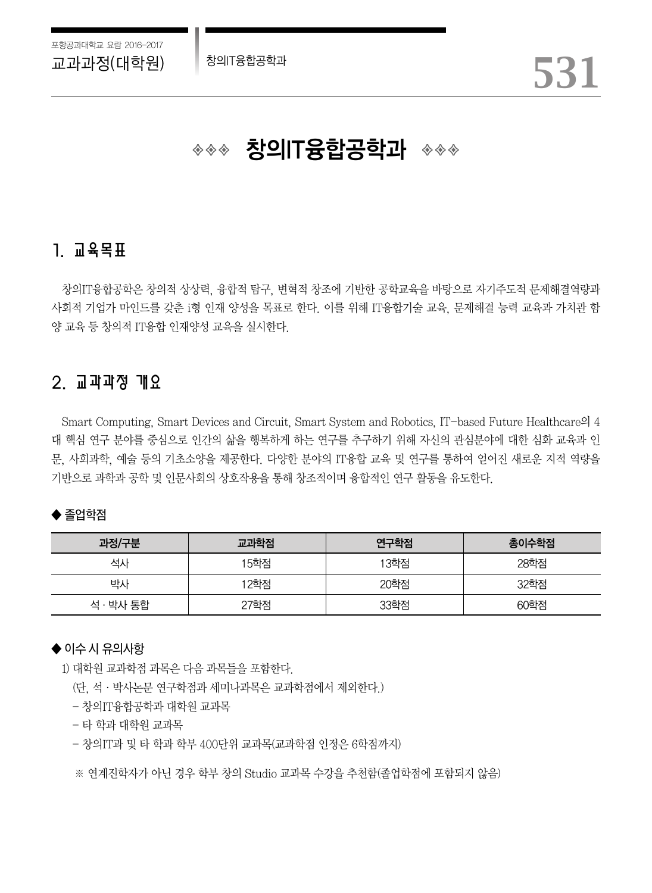# ◈◈◈ 창의IT융합공학과 ◈◈◈

## 1. 교육목표

창의IT융합공학은 창의적 상상력, 융합적 탐구, 변혁적 창조에 기반한 공학교육을 바탕으로 자기주도적 문제해결역량과 사회적 기업가 마인드를 갖춘 i형 인재 양성을 목표로 한다. 이를 위해 IT융합기술 교육, 문제해결 능력 교육과 가치관 함양 교육 등 창의적 IT융합 인재양성 교육을 실시한다.

## 2. 교과과정 개요

Smart Computing, Smart Devices and Circuit, Smart System and Robotics, IT-based Future Healthcare의 4대 핵심 연구 분야를 중심으로 인간의 삶을 행복하게 하는 연구를 추구하기 위해 자신의 관심분야에 대한 심화 교육과 인문, 사회과학, 예술 등의 기초소양을 제공한다. 다양한 분야의 IT융합 교육 및 연구를 통하여 얻어진 새로운 지적 역량을 기반으로 과학과 공학 및 인문사회의 상호작용을 통해 창조적이며 융합적인 연구 활동을 유도한다.

### ◆ 졸업학점

| 과정/구분 | 교과학점 | 연구학점 | 총이수학점 |
|---|---|---|---|
| 석사 | 15학점 | 13학점 | 28학점 |
| 박사 | 12학점 | 20학점 | 32학점 |
| 석 · 박사 통합 | 27학점 | 33학점 | 60학점 |

### ◆ 이수 시 유의사항

1) 대학원 교과학점 과목은 다음 과목들을 포함한다.
   (단, 석 · 박사논문 연구학점과 세미나과목은 교과학점에서 제외한다.)
   - 창의IT융합공학과 대학원 교과목
   - 타 학과 대학원 교과목
   - 창의IT과 및 타 학과 학부 400단위 교과목(교과학점 인정은 6학점까지)

   ※ 연계진학자가 아닌 경우 학부 창의 Studio 교과목 수강을 추천함(졸업학점에 포함되지 않음)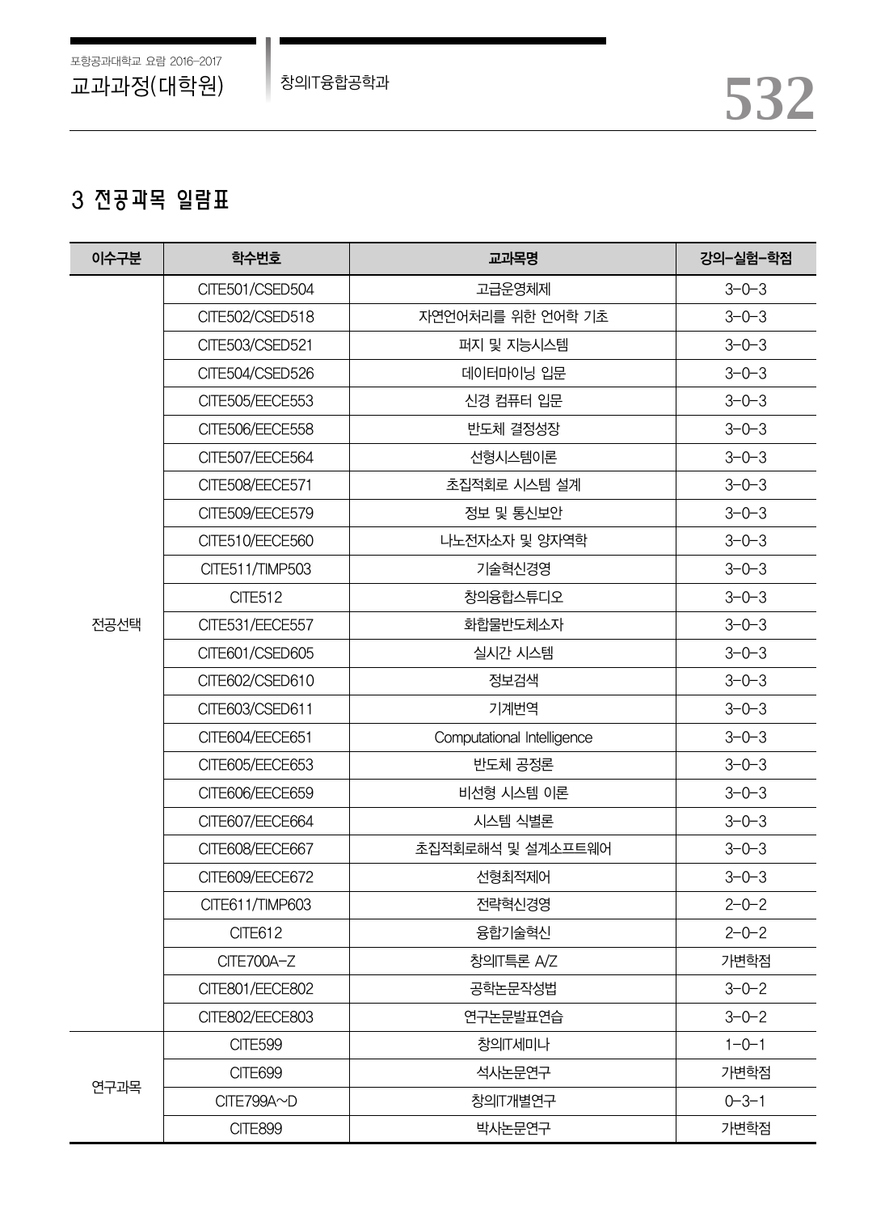## 3 전공과목 일람표

| 이수구분 | 학수번호 | 교과목명 | 강의-실험-학점 |
|---|---|---|---|
| 전공선택 | CITE501/CSED504 | 고급운영체제 | 3-0-3 |
| | CITE502/CSED518 | 자연언어처리를 위한 언어학 기초 | 3-0-3 |
| | CITE503/CSED521 | 퍼지 및 지능시스템 | 3-0-3 |
| | CITE504/CSED526 | 데이터마이닝 입문 | 3-0-3 |
| | CITE505/EECE553 | 신경 컴퓨터 입문 | 3-0-3 |
| | CITE506/EECE558 | 반도체 결정성장 | 3-0-3 |
| | CITE507/EECE564 | 선형시스템이론 | 3-0-3 |
| | CITE508/EECE571 | 초집적회로 시스템 설계 | 3-0-3 |
| | CITE509/EECE579 | 정보 및 통신보안 | 3-0-3 |
| | CITE510/EECE560 | 나노전자소자 및 양자역학 | 3-0-3 |
| | CITE511/TIMP503 | 기술혁신경영 | 3-0-3 |
| | CITE512 | 창의융합스튜디오 | 3-0-3 |
| | CITE531/EECE557 | 화합물반도체소자 | 3-0-3 |
| | CITE601/CSED605 | 실시간 시스템 | 3-0-3 |
| | CITE602/CSED610 | 정보검색 | 3-0-3 |
| | CITE603/CSED611 | 기계번역 | 3-0-3 |
| | CITE604/EECE651 | Computational Intelligence | 3-0-3 |
| | CITE605/EECE653 | 반도체 공정론 | 3-0-3 |
| | CITE606/EECE659 | 비선형 시스템 이론 | 3-0-3 |
| | CITE607/EECE664 | 시스템 식별론 | 3-0-3 |
| | CITE608/EECE667 | 초집적회로해석 및 설계소프트웨어 | 3-0-3 |
| | CITE609/EECE672 | 선형최적제어 | 3-0-3 |
| | CITE611/TIMP603 | 전략혁신경영 | 2-0-2 |
| | CITE612 | 융합기술혁신 | 2-0-2 |
| | CITE700A-Z | 창의IT특론 A/Z | 가변학점 |
| | CITE801/EECE802 | 공학논문작성법 | 3-0-2 |
| | CITE802/EECE803 | 연구논문발표연습 | 3-0-2 |
| 연구과목 | CITE599 | 창의IT세미나 | 1-0-1 |
| | CITE699 | 석사논문연구 | 가변학점 |
| | CITE799A~D | 창의IT개별연구 | 0-3-1 |
| | CITE899 | 박사논문연구 | 가변학점 |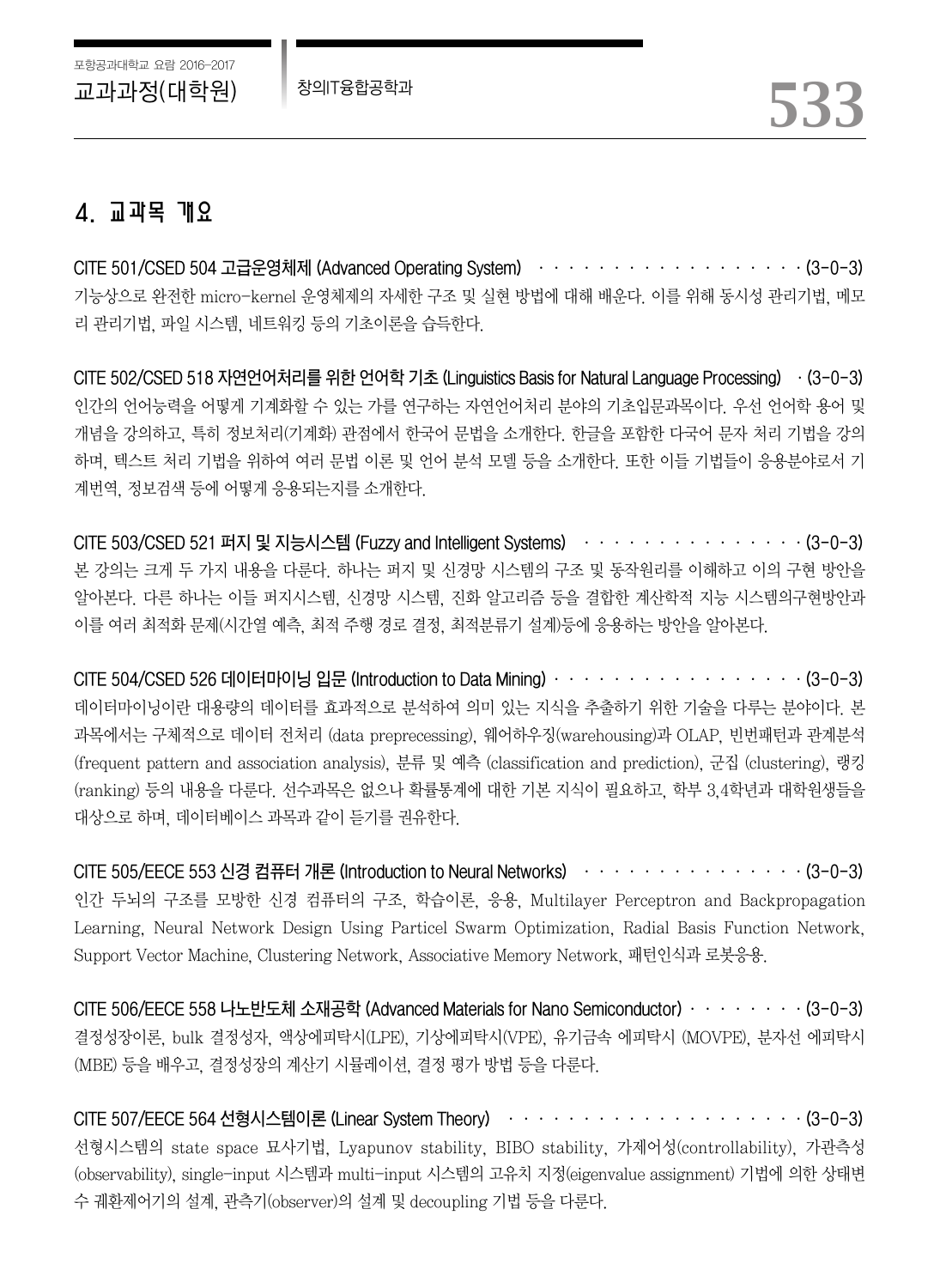## 4. 교과목 개요

**CITE 501/CSED 504 고급운영체제 (Advanced Operating System) · · · · · · · · · · · · · · · · · · · (3-0-3)**
기능상으로 완전한 micro-kernel 운영체제의 자세한 구조 및 실현 방법에 대해 배운다. 이를 위해 동시성 관리기법, 메모리 관리기법, 파일 시스템, 네트워킹 등의 기초이론을 습득한다.

**CITE 502/CSED 518 자연언어처리를 위한 언어학 기초 (Linguistics Basis for Natural Language Processing) · (3-0-3)**
인간의 언어능력을 어떻게 기계화할 수 있는 가를 연구하는 자연언어처리 분야의 기초입문과목이다. 우선 언어학 용어 및 개념을 강의하고, 특히 정보처리(기계화) 관점에서 한국어 문법을 소개한다. 한글을 포함한 다국어 문자 처리 기법을 강의하며, 텍스트 처리 기법을 위하여 여러 문법 이론 및 언어 분석 모델 등을 소개한다. 또한 이들 기법들이 응용분야로서 기계번역, 정보검색 등에 어떻게 응용되는지를 소개한다.

**CITE 503/CSED 521 퍼지 및 지능시스템 (Fuzzy and Intelligent Systems) · · · · · · · · · · · · · · · · (3-0-3)**
본 강의는 크게 두 가지 내용을 다룬다. 하나는 퍼지 및 신경망 시스템의 구조 및 동작원리를 이해하고 이의 구현 방안을 알아본다. 다른 하나는 이들 퍼지시스템, 신경망 시스템, 진화 알고리즘 등을 결합한 계산학적 지능 시스템의구현방안과 이를 여러 최적화 문제(시간열 예측, 최적 주행 경로 결정, 최적분류기 설계)등에 응용하는 방안을 알아본다.

**CITE 504/CSED 526 데이터마이닝 입문 (Introduction to Data Mining) · · · · · · · · · · · · · · · · · · (3-0-3)**
데이터마이닝이란 대용량의 데이터를 효과적으로 분석하여 의미 있는 지식을 추출하기 위한 기술을 다루는 분야이다. 본 과목에서는 구체적으로 데이터 전처리 (data preprecessing), 웨어하우징(warehousing)과 OLAP, 빈번패턴과 관계분석 (frequent pattern and association analysis), 분류 및 예측 (classification and prediction), 군집 (clustering), 랭킹 (ranking) 등의 내용을 다룬다. 선수과목은 없으나 확률통계에 대한 기본 지식이 필요하고, 학부 3,4학년과 대학원생들을 대상으로 하며, 데이터베이스 과목과 같이 듣기를 권유한다.

**CITE 505/EECE 553 신경 컴퓨터 개론 (Introduction to Neural Networks) · · · · · · · · · · · · · · · · (3-0-3)**
인간 두뇌의 구조를 모방한 신경 컴퓨터의 구조, 학습이론, 응용, Multilayer Perceptron and Backpropagation Learning, Neural Network Design Using Particel Swarm Optimization, Radial Basis Function Network, Support Vector Machine, Clustering Network, Associative Memory Network, 패턴인식과 로봇응용.

**CITE 506/EECE 558 나노반도체 소재공학 (Advanced Materials for Nano Semiconductor) · · · · · · · · (3-0-3)**
결정성장이론, bulk 결정성자, 액상에피탁시(LPE), 기상에피탁시(VPE), 유기금속 에피탁시 (MOVPE), 분자선 에피탁시 (MBE) 등을 배우고, 결정성장의 계산기 시뮬레이션, 결정 평가 방법 등을 다룬다.

**CITE 507/EECE 564 선형시스템이론 (Linear System Theory) · · · · · · · · · · · · · · · · · · · · · (3-0-3)**
선형시스템의 state space 묘사기법, Lyapunov stability, BIBO stability, 가제어성(controllability), 가관측성 (observability), single-input 시스템과 multi-input 시스템의 고유치 지정(eigenvalue assignment) 기법에 의한 상태변수 궤환제어기의 설계, 관측기(observer)의 설계 및 decoupling 기법 등을 다룬다.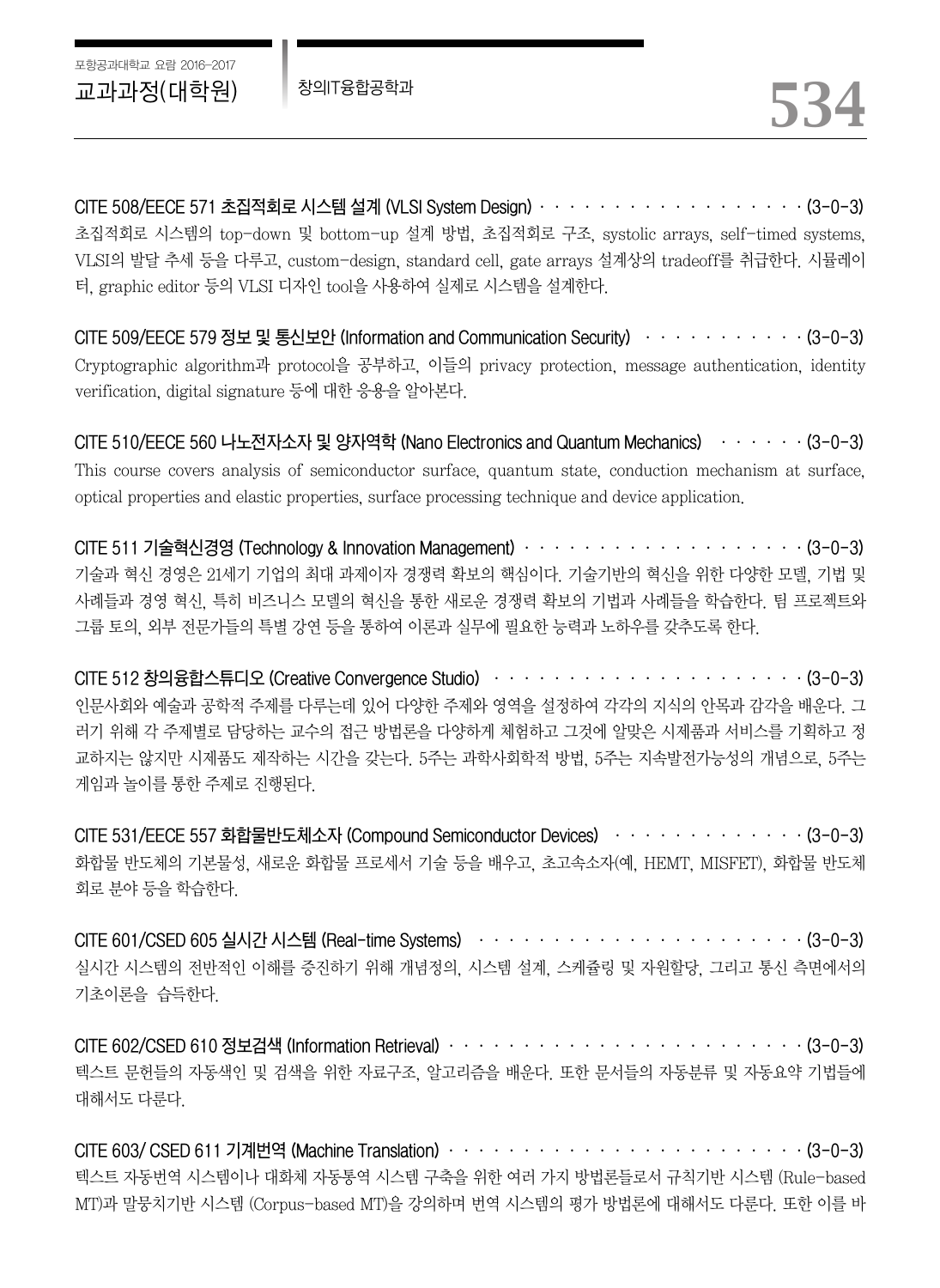**CITE 508/EECE 571 초집적회로 시스템 설계 (VLSI System Design)** · · · · · · · · · · · · · · · · · · · (3-0-3)
초집적회로 시스템의 top-down 및 bottom-up 설계 방법, 초집적회로 구조, systolic arrays, self-timed systems, VLSI의 발달 추세 등을 다루고, custom-design, standard cell, gate arrays 설계상의 tradeoff를 취급한다. 시뮬레이터, graphic editor 등의 VLSI 디자인 tool을 사용하여 실제로 시스템을 설계한다.

**CITE 509/EECE 579 정보 및 통신보안 (Information and Communication Security)** · · · · · · · · · · · (3-0-3)
Cryptographic algorithm과 protocol을 공부하고, 이들의 privacy protection, message authentication, identity verification, digital signature 등에 대한 응용을 알아본다.

**CITE 510/EECE 560 나노전자소자 및 양자역학 (Nano Electronics and Quantum Mechanics)** · · · · · · (3-0-3)
This course covers analysis of semiconductor surface, quantum state, conduction mechanism at surface, optical properties and elastic properties, surface processing technique and device application.

**CITE 511 기술혁신경영 (Technology & Innovation Management)** · · · · · · · · · · · · · · · · · · · (3-0-3)
기술과 혁신 경영은 21세기 기업의 최대 과제이자 경쟁력 확보의 핵심이다. 기술기반의 혁신을 위한 다양한 모델, 기법 및 사례들과 경영 혁신, 특히 비즈니스 모델의 혁신을 통한 새로운 경쟁력 확보의 기법과 사례들을 학습한다. 팀 프로젝트와 그룹 토의, 외부 전문가들의 특별 강연 등을 통하여 이론과 실무에 필요한 능력과 노하우를 갖추도록 한다.

**CITE 512 창의융합스튜디오 (Creative Convergence Studio)** · · · · · · · · · · · · · · · · · · · · · (3-0-3)
인문사회와 예술과 공학적 주제를 다루는데 있어 다양한 주제와 영역을 설정하여 각각의 지식의 안목과 감각을 배운다. 그러기 위해 각 주제별로 담당하는 교수의 접근 방법론을 다양하게 체험하고 그것에 알맞은 시제품과 서비스를 기획하고 정교하지는 않지만 시제품도 제작하는 시간을 갖는다. 5주는 과학사회학적 방법, 5주는 지속발전가능성의 개념으로, 5주는 게임과 놀이를 통한 주제로 진행된다.

**CITE 531/EECE 557 화합물반도체소자 (Compound Semiconductor Devices)** · · · · · · · · · · · · · (3-0-3)
화합물 반도체의 기본물성, 새로운 화합물 프로세서 기술 등을 배우고, 초고속소자(예, HEMT, MISFET), 화합물 반도체 회로 분야 등을 학습한다.

**CITE 601/CSED 605 실시간 시스템 (Real-time Systems)** · · · · · · · · · · · · · · · · · · · · · · (3-0-3)
실시간 시스템의 전반적인 이해를 증진하기 위해 개념정의, 시스템 설계, 스케쥴링 및 자원할당, 그리고 통신 측면에서의 기초이론을 습득한다.

**CITE 602/CSED 610 정보검색 (Information Retrieval)** · · · · · · · · · · · · · · · · · · · · · · · (3-0-3)
텍스트 문헌들의 자동색인 및 검색을 위한 자료구조, 알고리즘을 배운다. 또한 문서들의 자동분류 및 자동요약 기법들에 대해서도 다룬다.

**CITE 603/ CSED 611 기계번역 (Machine Translation)** · · · · · · · · · · · · · · · · · · · · · · · (3-0-3)
텍스트 자동번역 시스템이나 대화체 자동통역 시스템 구축을 위한 여러 가지 방법론들로서 규칙기반 시스템 (Rule-based MT)과 말뭉치기반 시스템 (Corpus-based MT)을 강의하며 번역 시스템의 평가 방법론에 대해서도 다룬다. 또한 이를 바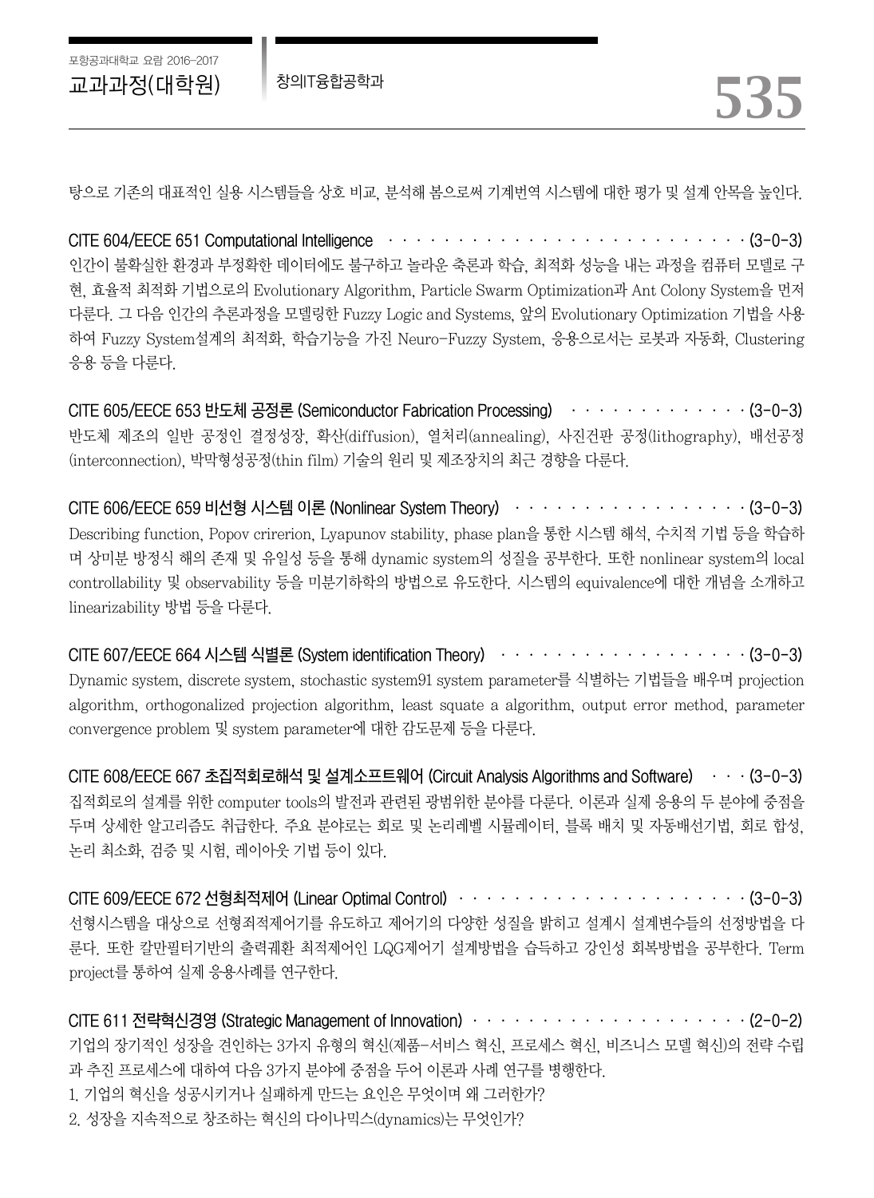탕으로 기존의 대표적인 실용 시스템들을 상호 비교, 분석해 봄으로써 기계번역 시스템에 대한 평가 및 설계 안목을 높인다.

**CITE 604/EECE 651 Computational Intelligence** · · · · · · · · · · · · · · · · · · · · · · · · · · · · (3-0-3)

인간이 불확실한 환경과 부정확한 데이터에도 불구하고 놀라운 추론과 학습, 최적화 성능을 내는 과정을 컴퓨터 모델로 구현, 효율적 최적화 기법으로의 Evolutionary Algorithm, Particle Swarm Optimization과 Ant Colony System을 먼저 다룬다. 그 다음 인간의 추론과정을 모델링한 Fuzzy Logic and Systems, 앞의 Evolutionary Optimization 기법을 사용하여 Fuzzy System설계의 최적화, 학습기능을 가진 Neuro-Fuzzy System, 응용으로서는 로봇과 자동화, Clustering 응용 등을 다룬다.

**CITE 605/EECE 653 반도체 공정론 (Semiconductor Fabrication Processing)** · · · · · · · · · · · · · · (3-0-3)

반도체 제조의 일반 공정인 결정성장, 확산(diffusion), 열처리(annealing), 사진건판 공정(lithography), 배선공정(interconnection), 박막형성공정(thin film) 기술의 원리 및 제조장치의 최근 경향을 다룬다.

**CITE 606/EECE 659 비선형 시스템 이론 (Nonlinear System Theory)** · · · · · · · · · · · · · · · · · · (3-0-3)

Describing function, Popov crirerion, Lyapunov stability, phase plan을 통한 시스템 해석, 수치적 기법 등을 학습하며 상미분 방정식 해의 존재 및 유일성 등을 통해 dynamic system의 성질을 공부한다. 또한 nonlinear system의 local controllability 및 observability 등을 미분기하학의 방법으로 유도한다. 시스템의 equivalence에 대한 개념을 소개하고 linearizability 방법 등을 다룬다.

**CITE 607/EECE 664 시스템 식별론 (System identification Theory)** · · · · · · · · · · · · · · · · · · · (3-0-3)

Dynamic system, discrete system, stochastic system91 system parameter를 식별하는 기법들을 배우며 projection algorithm, orthogonalized projection algorithm, least squate a algorithm, output error method, parameter convergence problem 및 system parameter에 대한 감도문제 등을 다룬다.

**CITE 608/EECE 667 초집적회로해석 및 설계소프트웨어 (Circuit Analysis Algorithms and Software)** · · · (3-0-3)

집적회로의 설계를 위한 computer tools의 발전과 관련된 광범위한 분야를 다룬다. 이론과 실제 응용의 두 분야에 중점을 두며 상세한 알고리즘도 취급한다. 주요 분야로는 회로 및 논리레벨 시뮬레이터, 블록 배치 및 자동배선기법, 회로 합성, 논리 최소화, 검증 및 시험, 레이아웃 기법 등이 있다.

**CITE 609/EECE 672 선형최적제어 (Linear Optimal Control)** · · · · · · · · · · · · · · · · · · · · · · (3-0-3)

선형시스템을 대상으로 선형죄적제어기를 유도하고 제어기의 다양한 성질을 밝히고 설계시 설계변수들의 선정방법을 다룬다. 또한 칼만필터기반의 출력궤환 최적제어인 LQG제어기 설계방법을 습득하고 강인성 회복방법을 공부한다. Term project를 통하여 실제 응용사례를 연구한다.

**CITE 611 전략혁신경영 (Strategic Management of Innovation)** · · · · · · · · · · · · · · · · · · · · · (2-0-2)

기업의 장기적인 성장을 견인하는 3가지 유형의 혁신(제품-서비스 혁신, 프로세스 혁신, 비즈니스 모델 혁신)의 전략 수립과 추진 프로세스에 대하여 다음 3가지 분야에 중점을 두어 이론과 사례 연구를 병행한다.

1. 기업의 혁신을 성공시키거나 실패하게 만드는 요인은 무엇이며 왜 그러한가?
2. 성장을 지속적으로 창조하는 혁신의 다이나믹스(dynamics)는 무엇인가?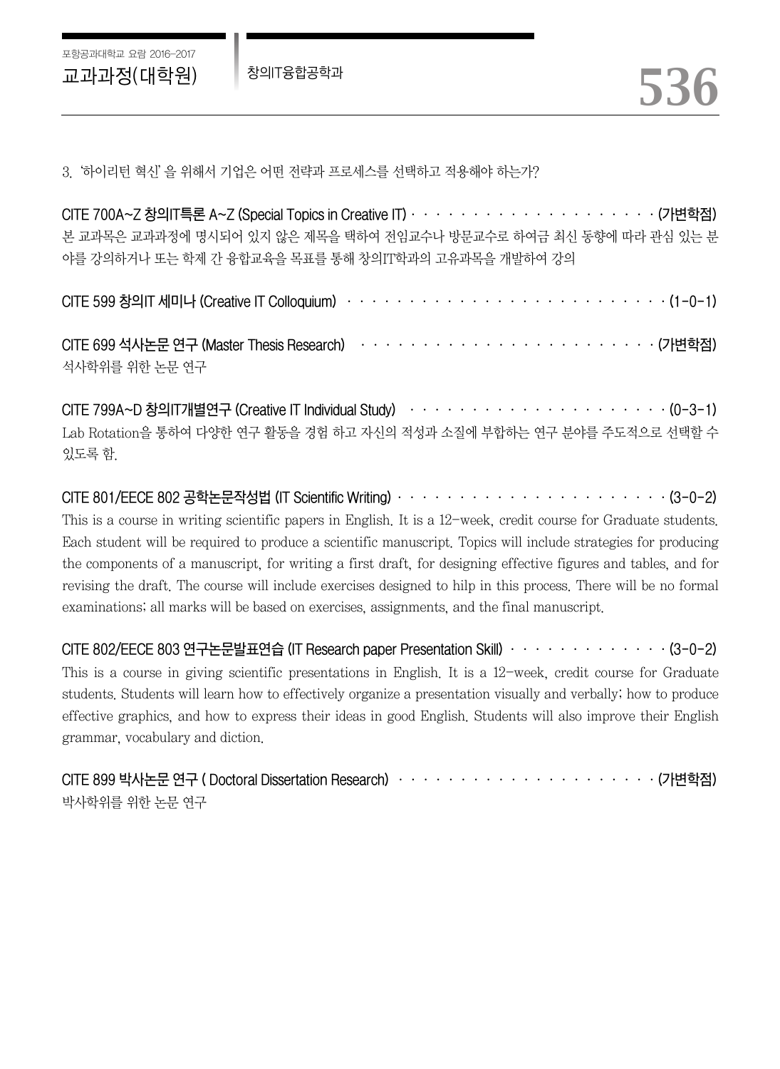3. '하이리턴 혁신' 을 위해서 기업은 어떤 전략과 프로세스를 선택하고 적용해야 하는가?

**CITE 700A~Z 창의IT특론 A~Z (Special Topics in Creative IT) · · · · · · · · · · · · · · · · · · · · (가변학점)**
본 교과목은 교과과정에 명시되어 있지 않은 제목을 택하여 전임교수나 방문교수로 하여금 최신 동향에 따라 관심 있는 분야를 강의하거나 또는 학제 간 융합교육을 목표를 통해 창의IT학과의 고유과목을 개발하여 강의

**CITE 599 창의IT 세미나 (Creative IT Colloquium) · · · · · · · · · · · · · · · · · · · · · · · · · (1-0-1)**

**CITE 699 석사논문 연구 (Master Thesis Research) · · · · · · · · · · · · · · · · · · · · · · · · (가변학점)**
석사학위를 위한 논문 연구

**CITE 799A~D 창의IT개별연구 (Creative IT Individual Study) · · · · · · · · · · · · · · · · · · · · · (0-3-1)**
Lab Rotation을 통하여 다양한 연구 활동을 경험 하고 자신의 적성과 소질에 부합하는 연구 분야를 주도적으로 선택할 수 있도록 함.

**CITE 801/EECE 802 공학논문작성법 (IT Scientific Writing) · · · · · · · · · · · · · · · · · · · · · · (3-0-2)**
This is a course in writing scientific papers in English. It is a 12-week, credit course for Graduate students. Each student will be required to produce a scientific manuscript. Topics will include strategies for producing the components of a manuscript, for writing a first draft, for designing effective figures and tables, and for revising the draft. The course will include exercises designed to hilp in this process. There will be no formal examinations; all marks will be based on exercises, assignments, and the final manuscript.

**CITE 802/EECE 803 연구논문발표연습 (IT Research paper Presentation Skill) · · · · · · · · · · · · · (3-0-2)**
This is a course in giving scientific presentations in English. It is a 12-week, credit course for Graduate students. Students will learn how to effectively organize a presentation visually and verbally; how to produce effective graphics, and how to express their ideas in good English. Students will also improve their English grammar, vocabulary and diction.

**CITE 899 박사논문 연구 ( Doctoral Dissertation Research) · · · · · · · · · · · · · · · · · · · · (가변학점)**
박사학위를 위한 논문 연구